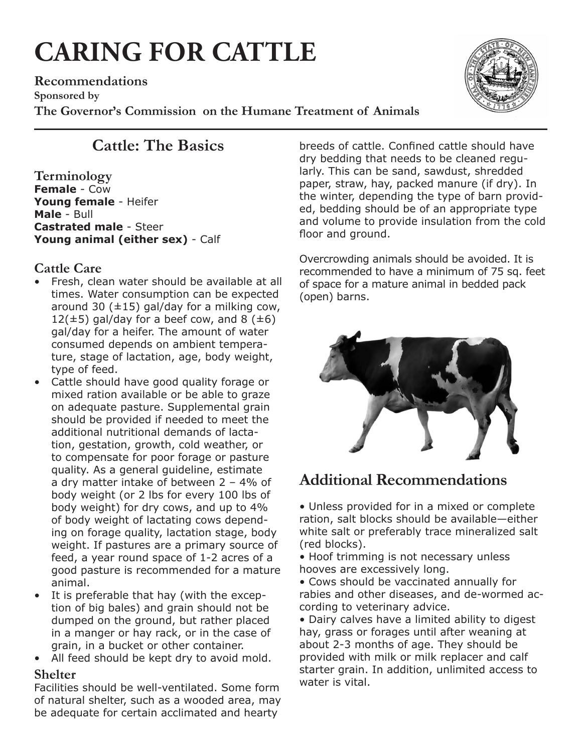# CARING FOR CATTLE

**Recommendations**

**Sponsored by**

**The Governor's Commission on the Humane Treatment of Animals**

## Cattle: The Basics

### Terminology

**Female** - Cow
**Young female** - Heifer
**Male** - Bull
**Castrated male** - Steer
**Young animal (either sex)** - Calf

### Cattle Care

- Fresh, clean water should be available at all times. Water consumption can be expected around 30 (±15) gal/day for a milking cow, 12(±5) gal/day for a beef cow, and 8 (±6) gal/day for a heifer. The amount of water consumed depends on ambient temperature, stage of lactation, age, body weight, type of feed.
- Cattle should have good quality forage or mixed ration available or be able to graze on adequate pasture. Supplemental grain should be provided if needed to meet the additional nutritional demands of lactation, gestation, growth, cold weather, or to compensate for poor forage or pasture quality. As a general guideline, estimate a dry matter intake of between 2 – 4% of body weight (or 2 lbs for every 100 lbs of body weight) for dry cows, and up to 4% of body weight of lactating cows depending on forage quality, lactation stage, body weight. If pastures are a primary source of feed, a year round space of 1-2 acres of a good pasture is recommended for a mature animal.
- It is preferable that hay (with the exception of big bales) and grain should not be dumped on the ground, but rather placed in a manger or hay rack, or in the case of grain, in a bucket or other container.
- All feed should be kept dry to avoid mold.

### Shelter

Facilities should be well-ventilated. Some form of natural shelter, such as a wooded area, may be adequate for certain acclimated and hearty breeds of cattle. Confined cattle should have dry bedding that needs to be cleaned regularly. This can be sand, sawdust, shredded paper, straw, hay, packed manure (if dry). In the winter, depending the type of barn provided, bedding should be of an appropriate type and volume to provide insulation from the cold floor and ground.

Overcrowding animals should be avoided. It is recommended to have a minimum of 75 sq. feet of space for a mature animal in bedded pack (open) barns.

## Additional Recommendations

- Unless provided for in a mixed or complete ration, salt blocks should be available—either white salt or preferably trace mineralized salt (red blocks).
- Hoof trimming is not necessary unless hooves are excessively long.
- Cows should be vaccinated annually for rabies and other diseases, and de-wormed according to veterinary advice.
- Dairy calves have a limited ability to digest hay, grass or forages until after weaning at about 2-3 months of age. They should be provided with milk or milk replacer and calf starter grain. In addition, unlimited access to water is vital.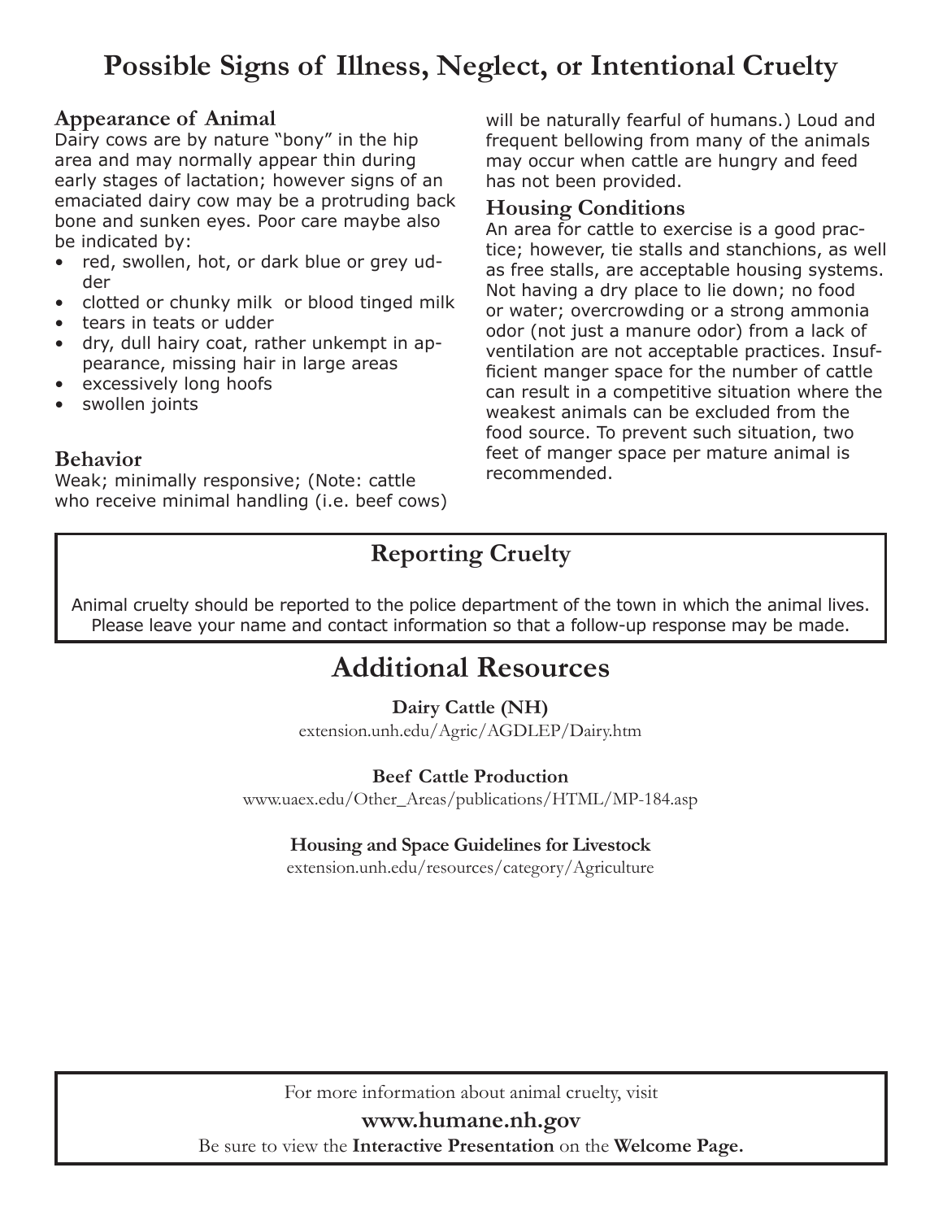# Possible Signs of Illness, Neglect, or Intentional Cruelty

### Appearance of Animal

Dairy cows are by nature "bony" in the hip area and may normally appear thin during early stages of lactation; however signs of an emaciated dairy cow may be a protruding back bone and sunken eyes. Poor care maybe also be indicated by:

- red, swollen, hot, or dark blue or grey udder
- clotted or chunky milk or blood tinged milk
- tears in teats or udder
- dry, dull hairy coat, rather unkempt in appearance, missing hair in large areas
- excessively long hoofs
- swollen joints

### Behavior

Weak; minimally responsive; (Note: cattle who receive minimal handling (i.e. beef cows) will be naturally fearful of humans.) Loud and frequent bellowing from many of the animals may occur when cattle are hungry and feed has not been provided.

### Housing Conditions

An area for cattle to exercise is a good practice; however, tie stalls and stanchions, as well as free stalls, are acceptable housing systems. Not having a dry place to lie down; no food or water; overcrowding or a strong ammonia odor (not just a manure odor) from a lack of ventilation are not acceptable practices. Insufficient manger space for the number of cattle can result in a competitive situation where the weakest animals can be excluded from the food source. To prevent such situation, two feet of manger space per mature animal is recommended.

## Reporting Cruelty

Animal cruelty should be reported to the police department of the town in which the animal lives. Please leave your name and contact information so that a follow-up response may be made.

## Additional Resources

**Dairy Cattle (NH)**
extension.unh.edu/Agric/AGDLEP/Dairy.htm

**Beef Cattle Production**
www.uaex.edu/Other_Areas/publications/HTML/MP-184.asp

**Housing and Space Guidelines for Livestock**
extension.unh.edu/resources/category/Agriculture

For more information about animal cruelty, visit

**www.humane.nh.gov**

Be sure to view the **Interactive Presentation** on the **Welcome Page.**